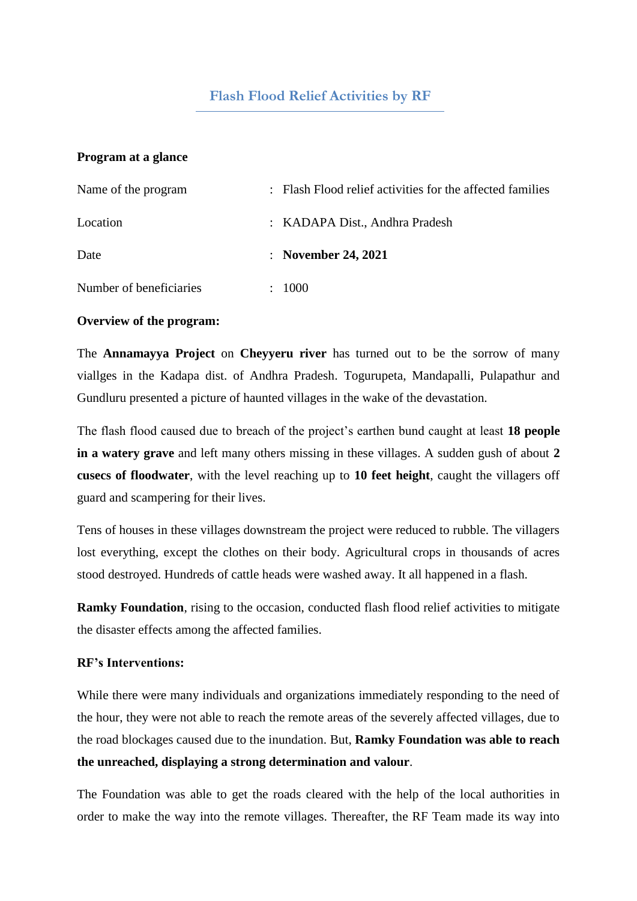# Flash Flood Relief Activities by RF

**Program at a glance**

| | | |
|---|---|---|
| Name of the program | : | Flash Flood relief activities for the affected families |
| Location | : | KADAPA Dist., Andhra Pradesh |
| Date | : | **November 24, 2021** |
| Number of beneficiaries | : | 1000 |

**Overview of the program:**

The **Annamayya Project** on **Cheyyeru river** has turned out to be the sorrow of many viallges in the Kadapa dist. of Andhra Pradesh. Togurupeta, Mandapalli, Pulapathur and Gundluru presented a picture of haunted villages in the wake of the devastation.

The flash flood caused due to breach of the project's earthen bund caught at least **18 people in a watery grave** and left many others missing in these villages. A sudden gush of about **2 cusecs of floodwater**, with the level reaching up to **10 feet height**, caught the villagers off guard and scampering for their lives.

Tens of houses in these villages downstream the project were reduced to rubble. The villagers lost everything, except the clothes on their body. Agricultural crops in thousands of acres stood destroyed. Hundreds of cattle heads were washed away. It all happened in a flash.

**Ramky Foundation**, rising to the occasion, conducted flash flood relief activities to mitigate the disaster effects among the affected families.

**RF's Interventions:**

While there were many individuals and organizations immediately responding to the need of the hour, they were not able to reach the remote areas of the severely affected villages, due to the road blockages caused due to the inundation. But, **Ramky Foundation was able to reach the unreached, displaying a strong determination and valour**.

The Foundation was able to get the roads cleared with the help of the local authorities in order to make the way into the remote villages. Thereafter, the RF Team made its way into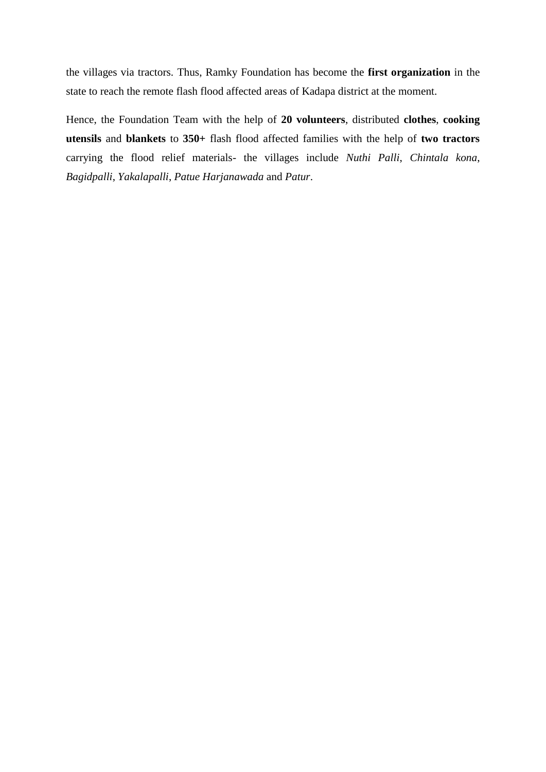the villages via tractors. Thus, Ramky Foundation has become the **first organization** in the state to reach the remote flash flood affected areas of Kadapa district at the moment.

Hence, the Foundation Team with the help of **20 volunteers**, distributed **clothes**, **cooking utensils** and **blankets** to **350+** flash flood affected families with the help of **two tractors** carrying the flood relief materials- the villages include *Nuthi Palli*, *Chintala kona*, *Bagidpalli*, *Yakalapalli*, *Patue Harjanawada* and *Patur*.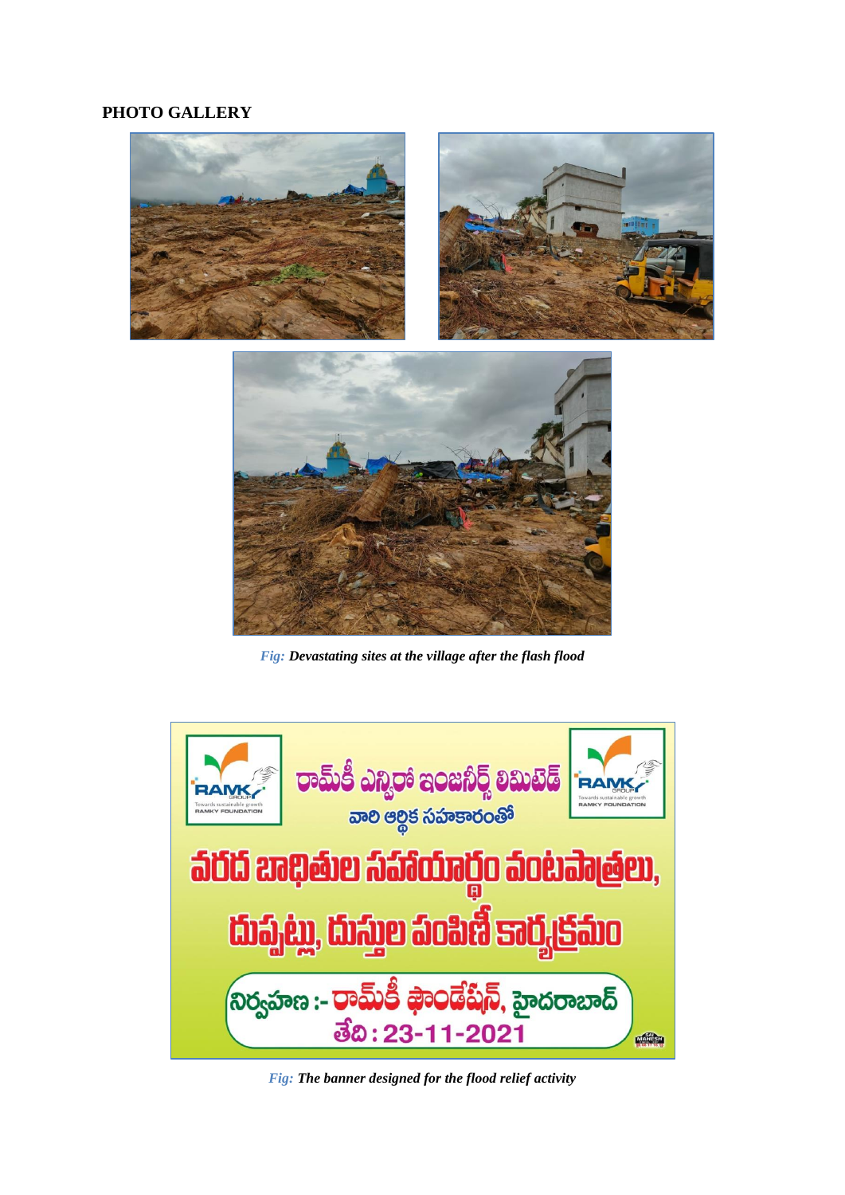## PHOTO GALLERY

*Fig: Devastating sites at the village after the flash flood*

*Fig: The banner designed for the flood relief activity*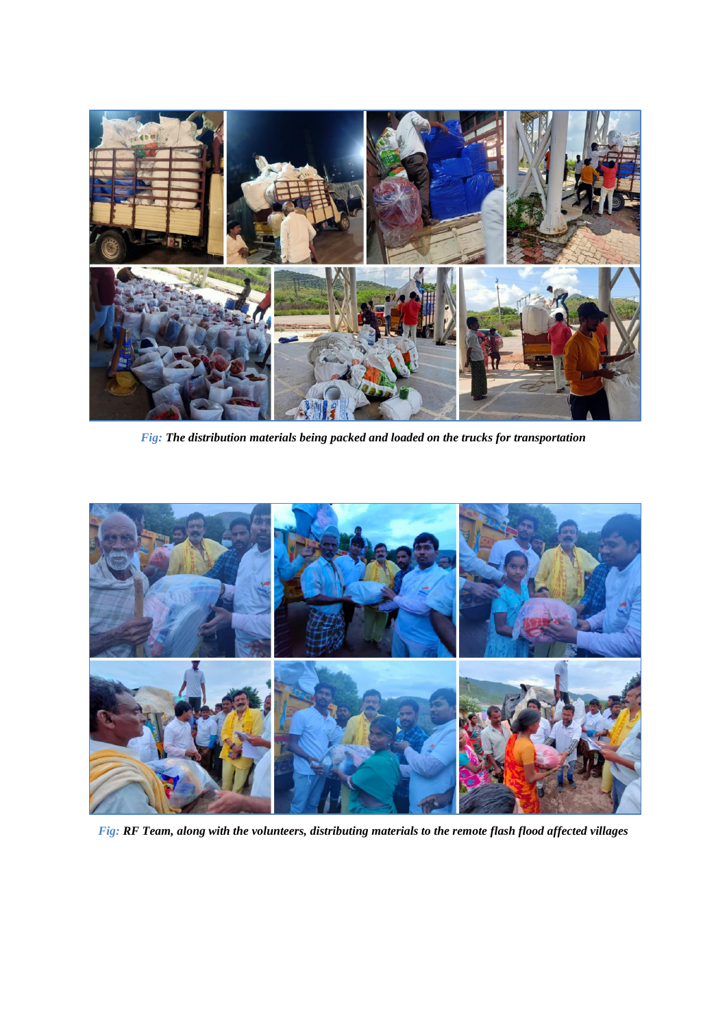*Fig:* ***The distribution materials being packed and loaded on the trucks for transportation***

*Fig:* ***RF Team, along with the volunteers, distributing materials to the remote flash flood affected villages***